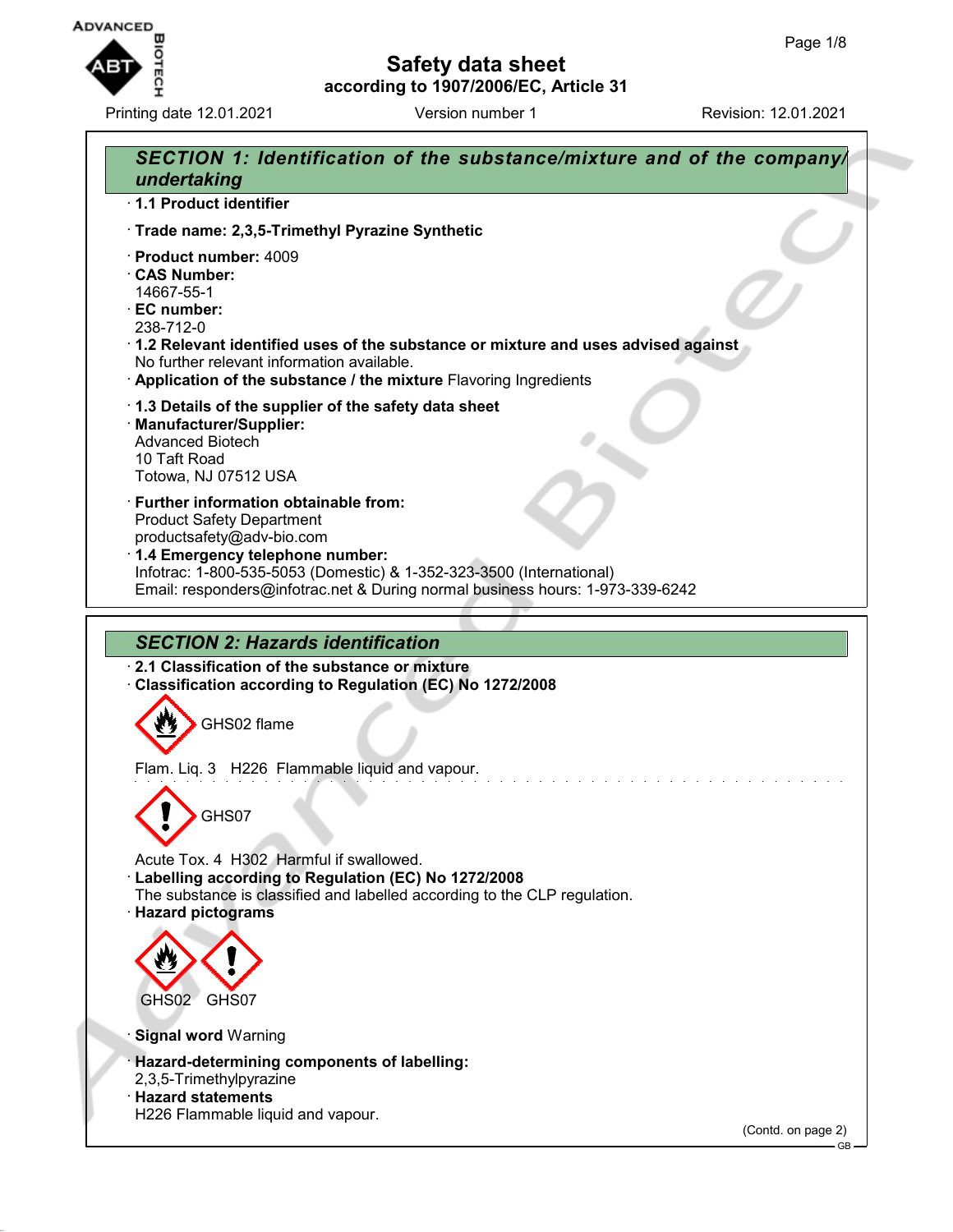# Safety data sheet

according to 1907/2006/EC, Article 31

Printing date 12.01.2021 Version number 1 Revision: 12.01.2021

## SECTION 1: Identification of the substance/mixture and of the company/undertaking

· **1.1 Product identifier**

· **Trade name: 2,3,5-Trimethyl Pyrazine Synthetic**

· **Product number:** 4009
· **CAS Number:**
14667-55-1
· **EC number:**
238-712-0
· **1.2 Relevant identified uses of the substance or mixture and uses advised against**
No further relevant information available.
· **Application of the substance / the mixture** Flavoring Ingredients

· **1.3 Details of the supplier of the safety data sheet**
· **Manufacturer/Supplier:**
Advanced Biotech
10 Taft Road
Totowa, NJ 07512 USA

· **Further information obtainable from:**
Product Safety Department
productsafety@adv-bio.com
· **1.4 Emergency telephone number:**
Infotrac: 1-800-535-5053 (Domestic) & 1-352-323-3500 (International)
Email: responders@infotrac.net & During normal business hours: 1-973-339-6242

## SECTION 2: Hazards identification

· **2.1 Classification of the substance or mixture**
· **Classification according to Regulation (EC) No 1272/2008**

GHS02 flame

Flam. Liq. 3 H226 Flammable liquid and vapour.

GHS07

Acute Tox. 4 H302 Harmful if swallowed.
· **Labelling according to Regulation (EC) No 1272/2008**
The substance is classified and labelled according to the CLP regulation.
· **Hazard pictograms**

GHS02 GHS07

· **Signal word** Warning

· **Hazard-determining components of labelling:**
2,3,5-Trimethylpyrazine
· **Hazard statements**
H226 Flammable liquid and vapour.

(Contd. on page 2)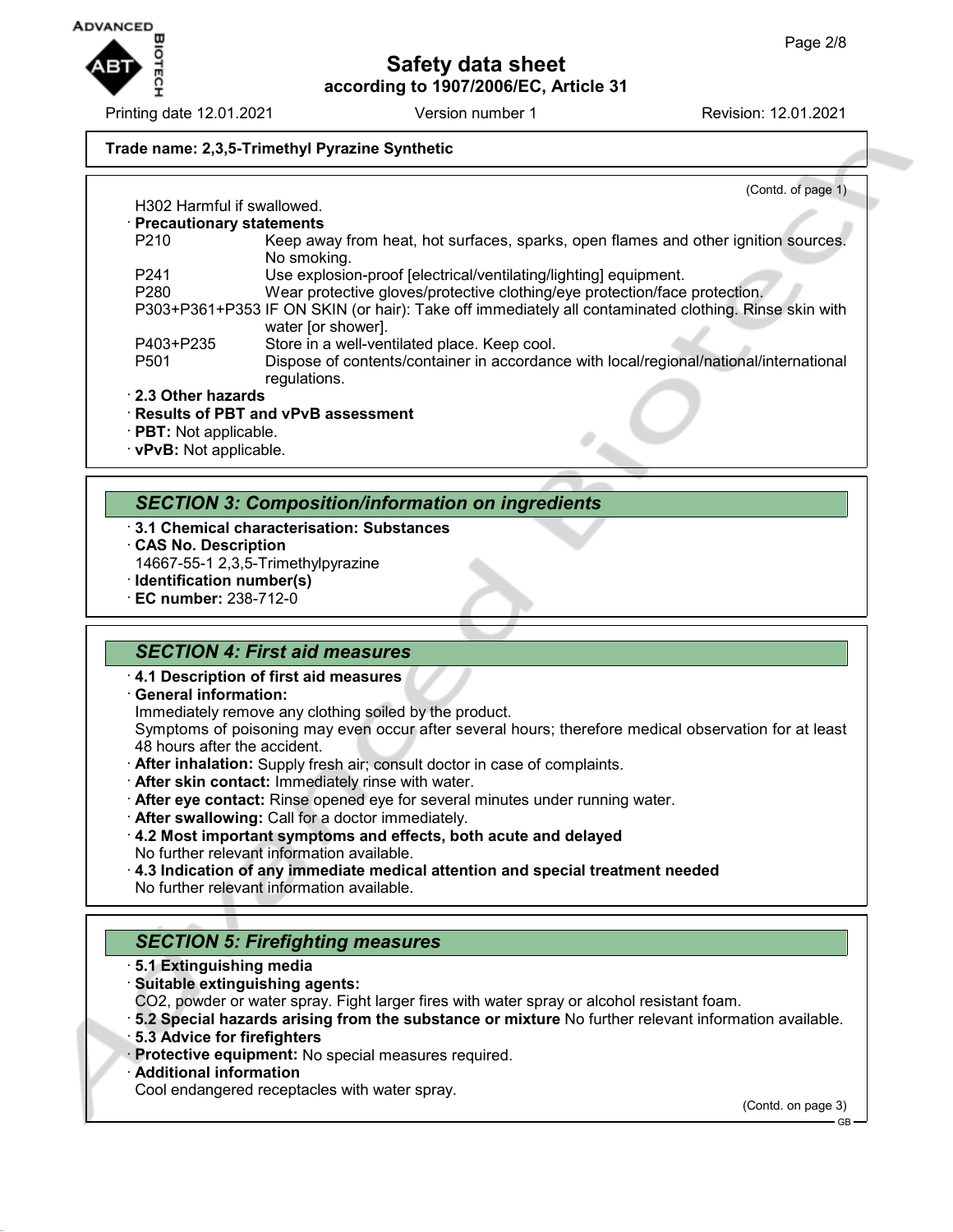**Trade name: 2,3,5-Trimethyl Pyrazine Synthetic**

(Contd. of page 1)

H302 Harmful if swallowed.

· **Precautionary statements**

| | |
|---|---|
| P210 | Keep away from heat, hot surfaces, sparks, open flames and other ignition sources. No smoking. |
| P241 | Use explosion-proof [electrical/ventilating/lighting] equipment. |
| P280 | Wear protective gloves/protective clothing/eye protection/face protection. |
| P303+P361+P353 | IF ON SKIN (or hair): Take off immediately all contaminated clothing. Rinse skin with water [or shower]. |
| P403+P235 | Store in a well-ventilated place. Keep cool. |
| P501 | Dispose of contents/container in accordance with local/regional/national/international regulations. |

· **2.3 Other hazards**

· **Results of PBT and vPvB assessment**

· **PBT:** Not applicable.

· **vPvB:** Not applicable.

## SECTION 3: Composition/information on ingredients

· **3.1 Chemical characterisation: Substances**

· **CAS No. Description**

14667-55-1 2,3,5-Trimethylpyrazine

· **Identification number(s)**

· **EC number:** 238-712-0

## SECTION 4: First aid measures

· **4.1 Description of first aid measures**

· **General information:**

Immediately remove any clothing soiled by the product.

Symptoms of poisoning may even occur after several hours; therefore medical observation for at least 48 hours after the accident.

· **After inhalation:** Supply fresh air; consult doctor in case of complaints.

· **After skin contact:** Immediately rinse with water.

· **After eye contact:** Rinse opened eye for several minutes under running water.

· **After swallowing:** Call for a doctor immediately.

· **4.2 Most important symptoms and effects, both acute and delayed**

No further relevant information available.

· **4.3 Indication of any immediate medical attention and special treatment needed**

No further relevant information available.

## SECTION 5: Firefighting measures

· **5.1 Extinguishing media**

· **Suitable extinguishing agents:**

CO2, powder or water spray. Fight larger fires with water spray or alcohol resistant foam.

· **5.2 Special hazards arising from the substance or mixture** No further relevant information available.

· **5.3 Advice for firefighters**

· **Protective equipment:** No special measures required.

· **Additional information**

Cool endangered receptacles with water spray.

(Contd. on page 3)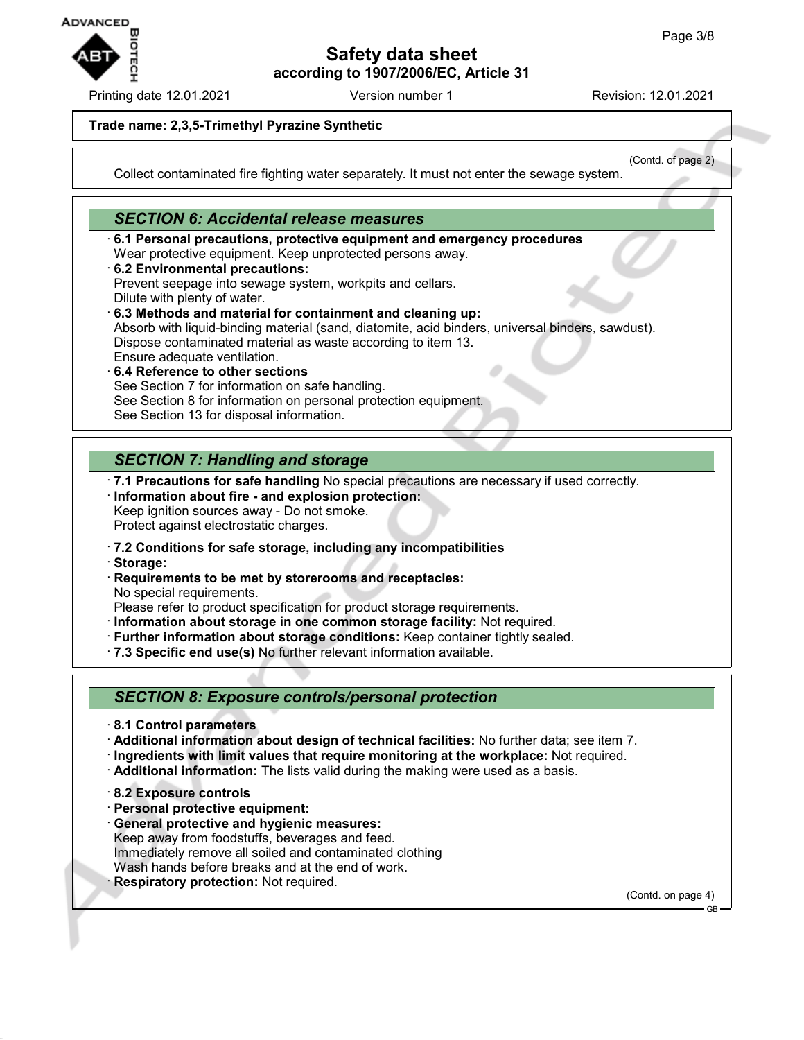**Trade name: 2,3,5-Trimethyl Pyrazine Synthetic**

(Contd. of page 2)

Collect contaminated fire fighting water separately. It must not enter the sewage system.

## SECTION 6: Accidental release measures

- **6.1 Personal precautions, protective equipment and emergency procedures**
  Wear protective equipment. Keep unprotected persons away.
- **6.2 Environmental precautions:**
  Prevent seepage into sewage system, workpits and cellars.
  Dilute with plenty of water.
- **6.3 Methods and material for containment and cleaning up:**
  Absorb with liquid-binding material (sand, diatomite, acid binders, universal binders, sawdust).
  Dispose contaminated material as waste according to item 13.
  Ensure adequate ventilation.
- **6.4 Reference to other sections**
  See Section 7 for information on safe handling.
  See Section 8 for information on personal protection equipment.
  See Section 13 for disposal information.

## SECTION 7: Handling and storage

- **7.1 Precautions for safe handling** No special precautions are necessary if used correctly.
- **Information about fire - and explosion protection:**
  Keep ignition sources away - Do not smoke.
  Protect against electrostatic charges.

- **7.2 Conditions for safe storage, including any incompatibilities**
- **Storage:**
- **Requirements to be met by storerooms and receptacles:**
  No special requirements.
  Please refer to product specification for product storage requirements.
- **Information about storage in one common storage facility:** Not required.
- **Further information about storage conditions:** Keep container tightly sealed.
- **7.3 Specific end use(s)** No further relevant information available.

## SECTION 8: Exposure controls/personal protection

- **8.1 Control parameters**
- **Additional information about design of technical facilities:** No further data; see item 7.
- **Ingredients with limit values that require monitoring at the workplace:** Not required.
- **Additional information:** The lists valid during the making were used as a basis.

- **8.2 Exposure controls**
- **Personal protective equipment:**
- **General protective and hygienic measures:**
  Keep away from foodstuffs, beverages and feed.
  Immediately remove all soiled and contaminated clothing
  Wash hands before breaks and at the end of work.
- **Respiratory protection:** Not required.

(Contd. on page 4)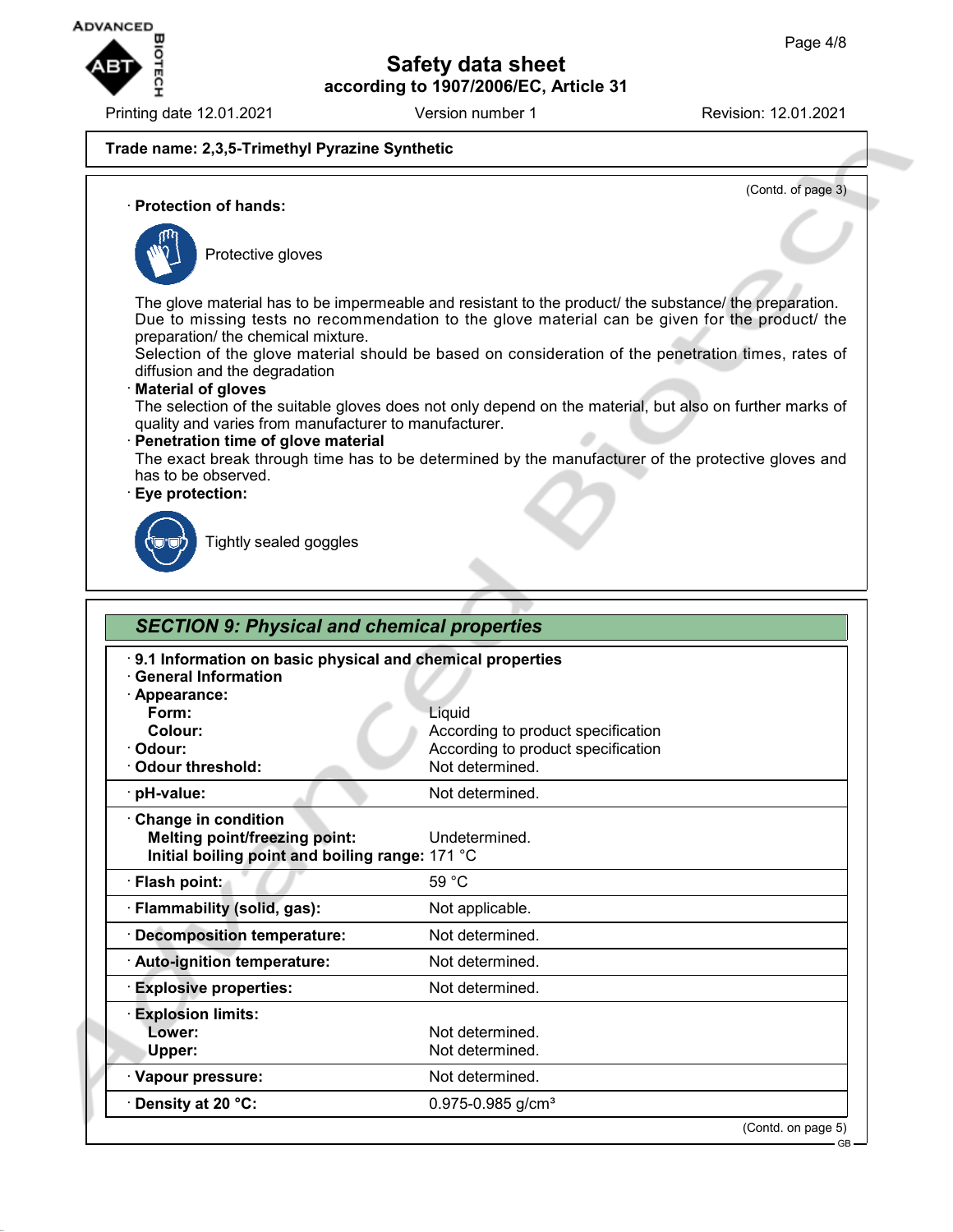**Trade name: 2,3,5-Trimethyl Pyrazine Synthetic**

(Contd. of page 3)

· **Protection of hands:**

Protective gloves

The glove material has to be impermeable and resistant to the product/ the substance/ the preparation.
Due to missing tests no recommendation to the glove material can be given for the product/ the preparation/ the chemical mixture.
Selection of the glove material should be based on consideration of the penetration times, rates of diffusion and the degradation

· **Material of gloves**
The selection of the suitable gloves does not only depend on the material, but also on further marks of quality and varies from manufacturer to manufacturer.

· **Penetration time of glove material**
The exact break through time has to be determined by the manufacturer of the protective gloves and has to be observed.

· **Eye protection:**

Tightly sealed goggles

## SECTION 9: Physical and chemical properties

| | |
|---|---|
| · **9.1 Information on basic physical and chemical properties** | |
| · **General Information** | |
| · **Appearance:** | |
| **Form:** | Liquid |
| **Colour:** | According to product specification |
| · **Odour:** | According to product specification |
| · **Odour threshold:** | Not determined. |
| · **pH-value:** | Not determined. |
| · **Change in condition** | |
| **Melting point/freezing point:** | Undetermined. |
| **Initial boiling point and boiling range:** | 171 °C |
| · **Flash point:** | 59 °C |
| · **Flammability (solid, gas):** | Not applicable. |
| · **Decomposition temperature:** | Not determined. |
| · **Auto-ignition temperature:** | Not determined. |
| · **Explosive properties:** | Not determined. |
| · **Explosion limits:** | |
| **Lower:** | Not determined. |
| **Upper:** | Not determined. |
| · **Vapour pressure:** | Not determined. |
| · **Density at 20 °C:** | 0.975-0.985 g/cm³ |

(Contd. on page 5)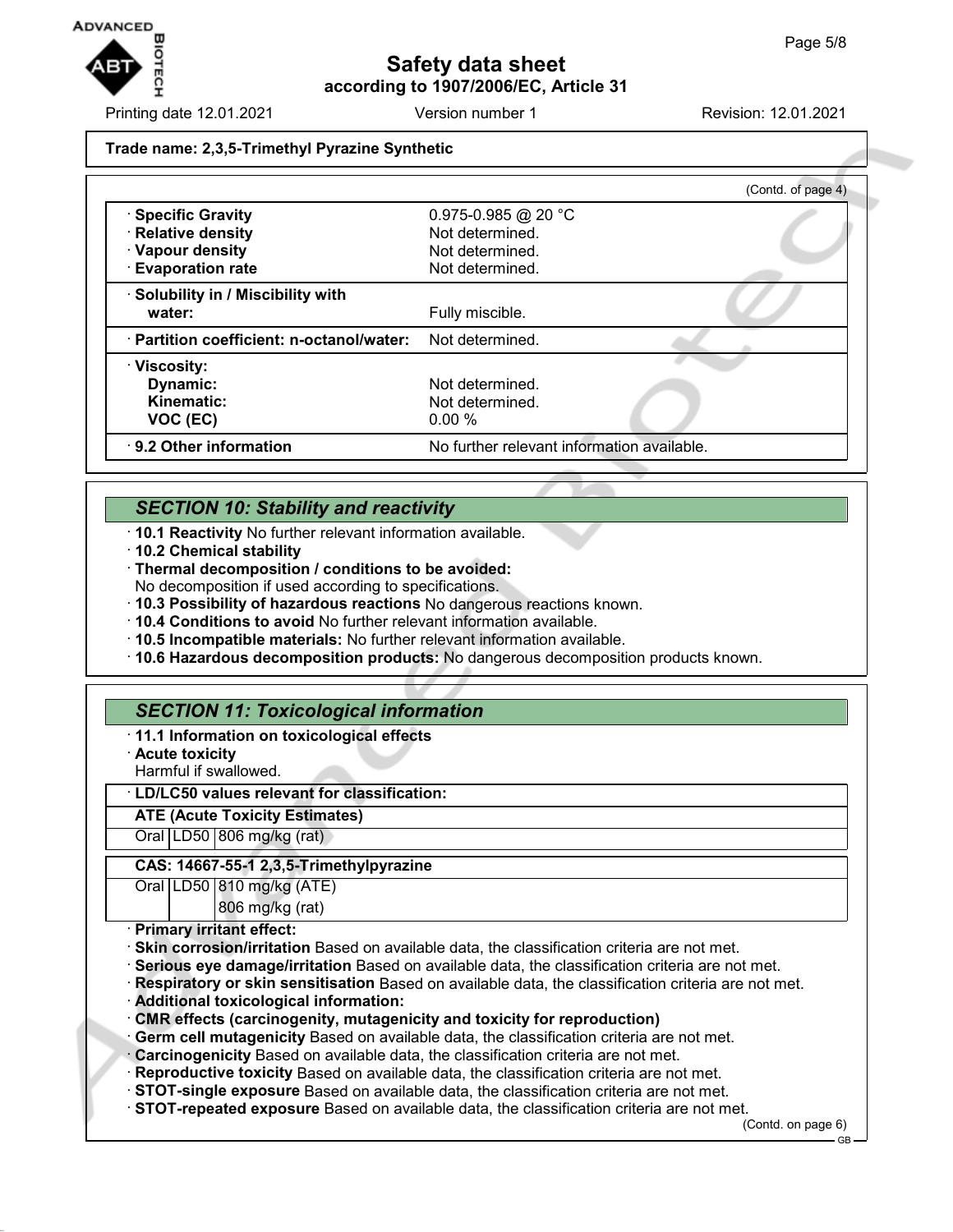**Trade name: 2,3,5-Trimethyl Pyrazine Synthetic**

(Contd. of page 4)

| | |
|---|---|
| · **Specific Gravity** | 0.975-0.985 @ 20 °C |
| · **Relative density** | Not determined. |
| · **Vapour density** | Not determined. |
| · **Evaporation rate** | Not determined. |
| · **Solubility in / Miscibility with water:** | Fully miscible. |
| · **Partition coefficient: n-octanol/water:** | Not determined. |
| · **Viscosity:** | |
| **Dynamic:** | Not determined. |
| **Kinematic:** | Not determined. |
| **VOC (EC)** | 0.00 % |
| · **9.2 Other information** | No further relevant information available. |

## *SECTION 10: Stability and reactivity*

· **10.1 Reactivity** No further relevant information available.
· **10.2 Chemical stability**
· **Thermal decomposition / conditions to be avoided:**
No decomposition if used according to specifications.
· **10.3 Possibility of hazardous reactions** No dangerous reactions known.
· **10.4 Conditions to avoid** No further relevant information available.
· **10.5 Incompatible materials:** No further relevant information available.
· **10.6 Hazardous decomposition products:** No dangerous decomposition products known.

## *SECTION 11: Toxicological information*

· **11.1 Information on toxicological effects**
· **Acute toxicity**
Harmful if swallowed.

· **LD/LC50 values relevant for classification:**

| **ATE (Acute Toxicity Estimates)** | | |
|---|---|---|
| Oral | LD50 | 806 mg/kg (rat) |

| **CAS: 14667-55-1 2,3,5-Trimethylpyrazine** | | |
|---|---|---|
| Oral | LD50 | 810 mg/kg (ATE) |
| | | 806 mg/kg (rat) |

· **Primary irritant effect:**
· **Skin corrosion/irritation** Based on available data, the classification criteria are not met.
· **Serious eye damage/irritation** Based on available data, the classification criteria are not met.
· **Respiratory or skin sensitisation** Based on available data, the classification criteria are not met.
· **Additional toxicological information:**
· **CMR effects (carcinogenity, mutagenicity and toxicity for reproduction)**
· **Germ cell mutagenicity** Based on available data, the classification criteria are not met.
· **Carcinogenicity** Based on available data, the classification criteria are not met.
· **Reproductive toxicity** Based on available data, the classification criteria are not met.
· **STOT-single exposure** Based on available data, the classification criteria are not met.
· **STOT-repeated exposure** Based on available data, the classification criteria are not met.

(Contd. on page 6)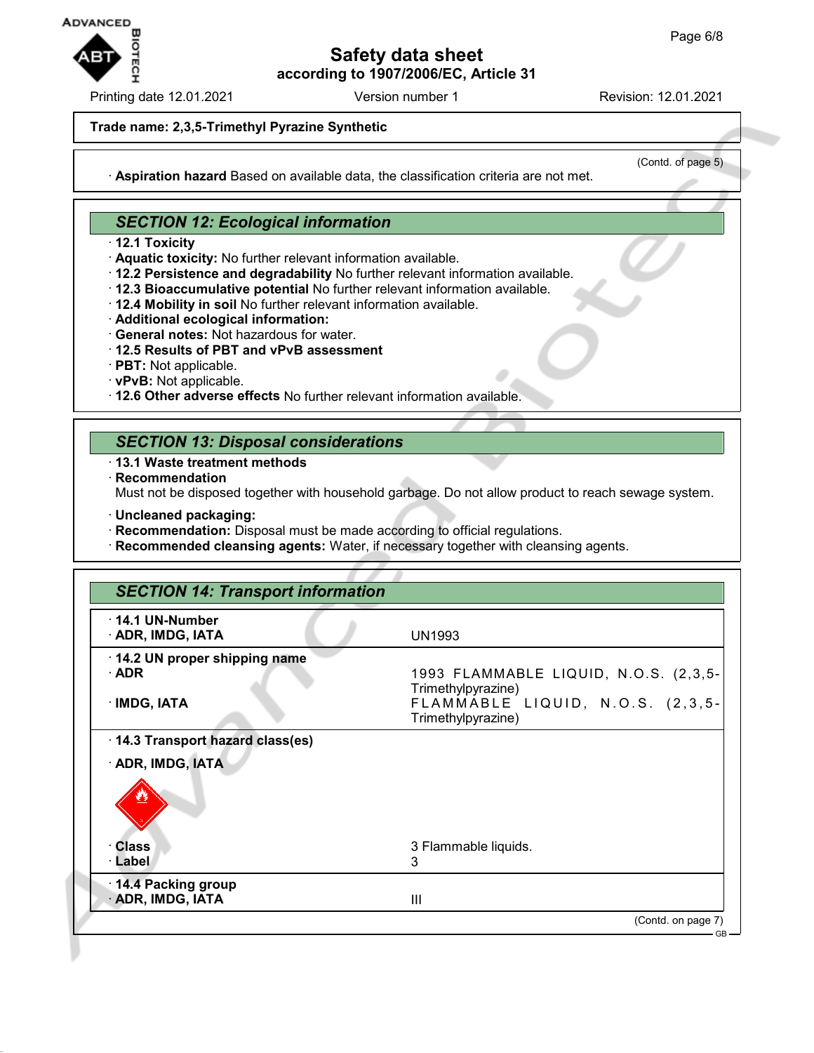**Trade name: 2,3,5-Trimethyl Pyrazine Synthetic**

(Contd. of page 5)

· **Aspiration hazard** Based on available data, the classification criteria are not met.

## SECTION 12: Ecological information

· **12.1 Toxicity**
· **Aquatic toxicity:** No further relevant information available.
· **12.2 Persistence and degradability** No further relevant information available.
· **12.3 Bioaccumulative potential** No further relevant information available.
· **12.4 Mobility in soil** No further relevant information available.
· **Additional ecological information:**
· **General notes:** Not hazardous for water.
· **12.5 Results of PBT and vPvB assessment**
· **PBT:** Not applicable.
· **vPvB:** Not applicable.
· **12.6 Other adverse effects** No further relevant information available.

## SECTION 13: Disposal considerations

· **13.1 Waste treatment methods**
· **Recommendation**
Must not be disposed together with household garbage. Do not allow product to reach sewage system.

· **Uncleaned packaging:**
· **Recommendation:** Disposal must be made according to official regulations.
· **Recommended cleansing agents:** Water, if necessary together with cleansing agents.

## SECTION 14: Transport information

| | |
|---|---|
| · **14.1 UN-Number** | |
| · **ADR, IMDG, IATA** | UN1993 |
| · **14.2 UN proper shipping name** | |
| · **ADR** | 1993 FLAMMABLE LIQUID, N.O.S. (2,3,5-Trimethylpyrazine) |
| · **IMDG, IATA** | FLAMMABLE LIQUID, N.O.S. (2,3,5-Trimethylpyrazine) |
| · **14.3 Transport hazard class(es)** | |
| · **ADR, IMDG, IATA** | |
| · **Class** | 3 Flammable liquids. |
| · **Label** | 3 |
| · **14.4 Packing group** | |
| · **ADR, IMDG, IATA** | III |

(Contd. on page 7)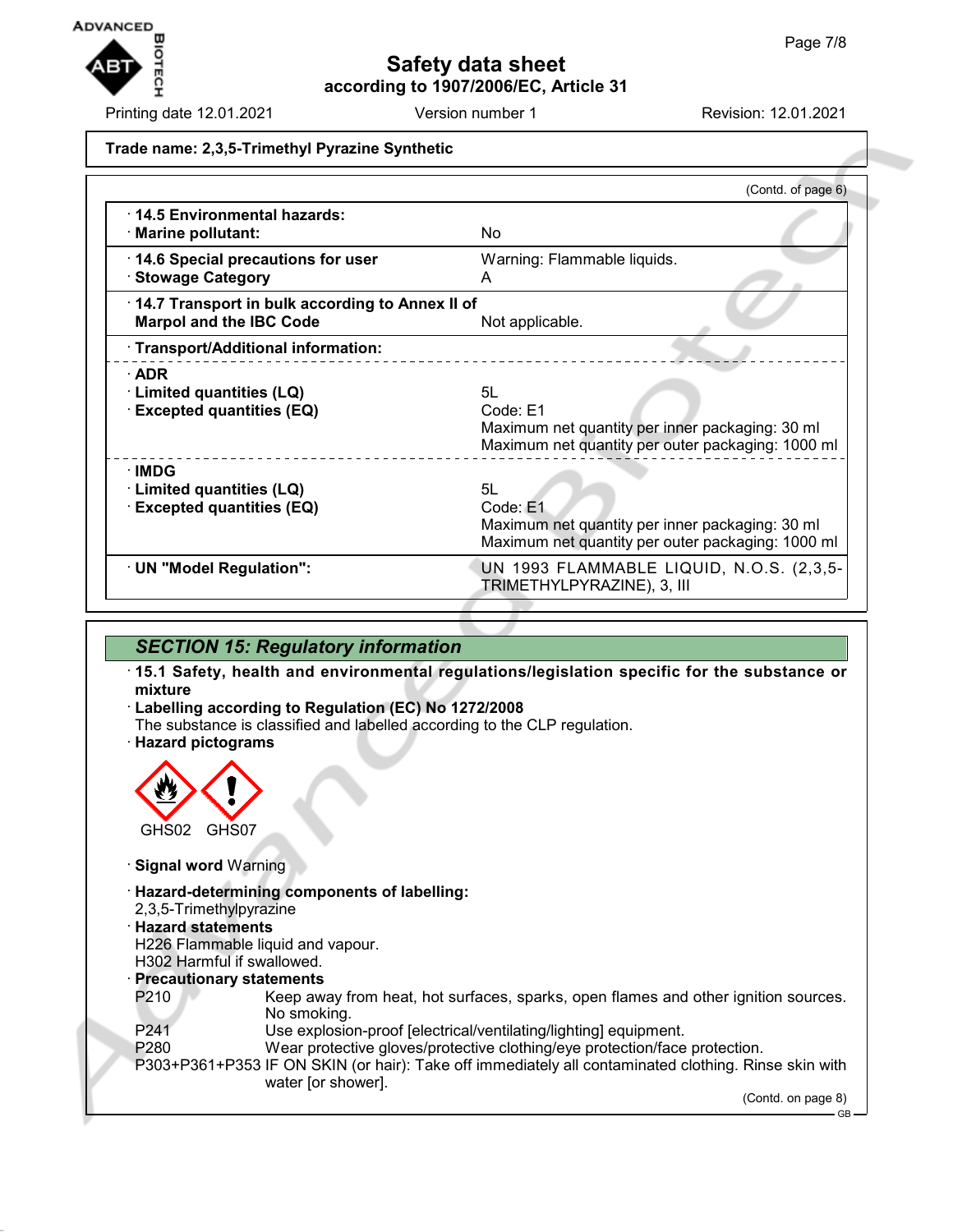**Trade name: 2,3,5-Trimethyl Pyrazine Synthetic**

(Contd. of page 6)

| | |
|---|---|
| · **14.5 Environmental hazards:** | |
| · **Marine pollutant:** | No |
| · **14.6 Special precautions for user** | Warning: Flammable liquids. |
| · **Stowage Category** | A |
| · **14.7 Transport in bulk according to Annex II of Marpol and the IBC Code** | Not applicable. |
| · **Transport/Additional information:** | |
| · **ADR** | |
| · **Limited quantities (LQ)** | 5L |
| · **Excepted quantities (EQ)** | Code: E1<br>Maximum net quantity per inner packaging: 30 ml<br>Maximum net quantity per outer packaging: 1000 ml |
| · **IMDG** | |
| · **Limited quantities (LQ)** | 5L |
| · **Excepted quantities (EQ)** | Code: E1<br>Maximum net quantity per inner packaging: 30 ml<br>Maximum net quantity per outer packaging: 1000 ml |
| · **UN "Model Regulation":** | UN 1993 FLAMMABLE LIQUID, N.O.S. (2,3,5-TRIMETHYLPYRAZINE), 3, III |

## SECTION 15: Regulatory information

· **15.1 Safety, health and environmental regulations/legislation specific for the substance or mixture**

· **Labelling according to Regulation (EC) No 1272/2008**
The substance is classified and labelled according to the CLP regulation.

· **Hazard pictograms**

GHS02 GHS07

· **Signal word** Warning

· **Hazard-determining components of labelling:**
2,3,5-Trimethylpyrazine

· **Hazard statements**
H226 Flammable liquid and vapour.
H302 Harmful if swallowed.

· **Precautionary statements**

P210 Keep away from heat, hot surfaces, sparks, open flames and other ignition sources. No smoking.
P241 Use explosion-proof [electrical/ventilating/lighting] equipment.
P280 Wear protective gloves/protective clothing/eye protection/face protection.
P303+P361+P353 IF ON SKIN (or hair): Take off immediately all contaminated clothing. Rinse skin with water [or shower].

(Contd. on page 8)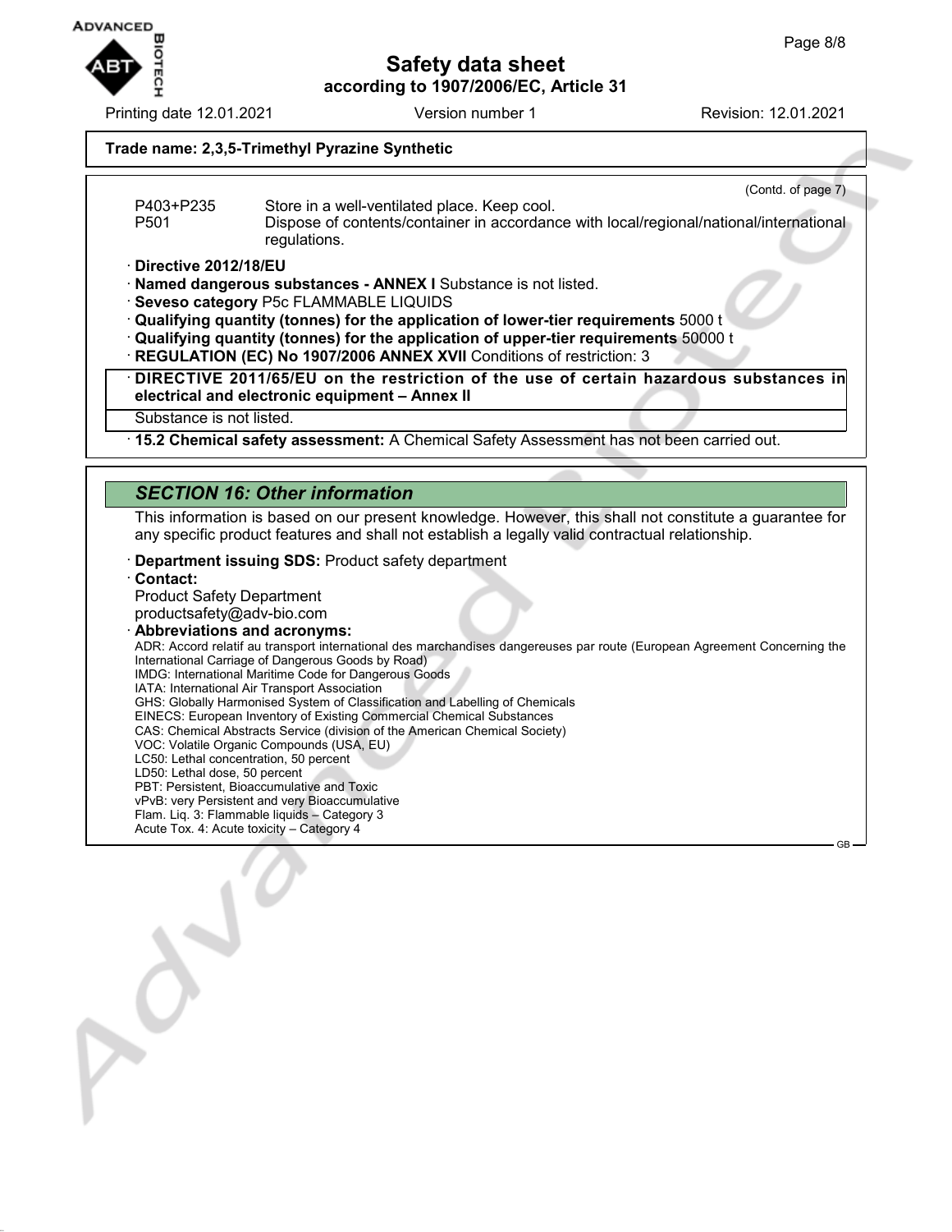(Contd. of page 7)

| | |
|---|---|
| P403+P235 | Store in a well-ventilated place. Keep cool. |
| P501 | Dispose of contents/container in accordance with local/regional/national/international regulations. |

· **Directive 2012/18/EU**
· **Named dangerous substances - ANNEX I** Substance is not listed.
· **Seveso category** P5c FLAMMABLE LIQUIDS
· **Qualifying quantity (tonnes) for the application of lower-tier requirements** 5000 t
· **Qualifying quantity (tonnes) for the application of upper-tier requirements** 50000 t
· **REGULATION (EC) No 1907/2006 ANNEX XVII** Conditions of restriction: 3

· **DIRECTIVE 2011/65/EU on the restriction of the use of certain hazardous substances in electrical and electronic equipment – Annex II**

Substance is not listed.

· **15.2 Chemical safety assessment:** A Chemical Safety Assessment has not been carried out.

## *SECTION 16: Other information*

This information is based on our present knowledge. However, this shall not constitute a guarantee for any specific product features and shall not establish a legally valid contractual relationship.

· **Department issuing SDS:** Product safety department
· **Contact:**
Product Safety Department
productsafety@adv-bio.com
· **Abbreviations and acronyms:**
ADR: Accord relatif au transport international des marchandises dangereuses par route (European Agreement Concerning the International Carriage of Dangerous Goods by Road)
IMDG: International Maritime Code for Dangerous Goods
IATA: International Air Transport Association
GHS: Globally Harmonised System of Classification and Labelling of Chemicals
EINECS: European Inventory of Existing Commercial Chemical Substances
CAS: Chemical Abstracts Service (division of the American Chemical Society)
VOC: Volatile Organic Compounds (USA, EU)
LC50: Lethal concentration, 50 percent
LD50: Lethal dose, 50 percent
PBT: Persistent, Bioaccumulative and Toxic
vPvB: very Persistent and very Bioaccumulative
Flam. Liq. 3: Flammable liquids – Category 3
Acute Tox. 4: Acute toxicity – Category 4